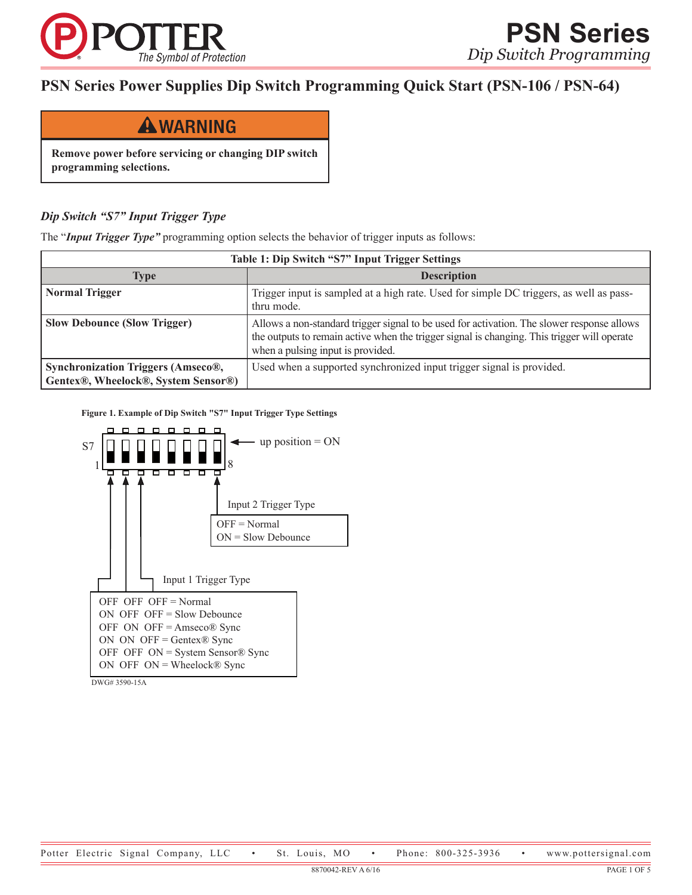# PSN Series Power Supplies Dip Switch Programming Quick Start (PSN-106 / PSN-64)

**⚠ WARNING**

**Remove power before servicing or changing DIP switch programming selections.**

### *Dip Switch "S7" Input Trigger Type*

The "***Input Trigger Type"*** programming option selects the behavior of trigger inputs as follows:

**Table 1: Dip Switch "S7" Input Trigger Settings**

| Type | Description |
|---|---|
| **Normal Trigger** | Trigger input is sampled at a high rate. Used for simple DC triggers, as well as pass-thru mode. |
| **Slow Debounce (Slow Trigger)** | Allows a non-standard trigger signal to be used for activation. The slower response allows the outputs to remain active when the trigger signal is changing. This trigger will operate when a pulsing input is provided. |
| **Synchronization Triggers (Amseco®, Gentex®, Wheelock®, System Sensor®)** | Used when a supported synchronized input trigger signal is provided. |

**Figure 1. Example of Dip Switch "S7" Input Trigger Type Settings**

S7

1 8

up position = ON

Input 2 Trigger Type (switch 8)

OFF = Normal
ON = Slow Debounce

Input 1 Trigger Type (switches 1, 2, 3)

OFF OFF OFF = Normal
ON OFF OFF = Slow Debounce
OFF ON OFF = Amseco® Sync
ON ON OFF = Gentex® Sync
OFF OFF ON = System Sensor® Sync
ON OFF ON = Wheelock® Sync

DWG# 3590-15A

Potter Electric Signal Company, LLC • St. Louis, MO • Phone: 800-325-3936 • www.pottersignal.com

8870042-REV A 6/16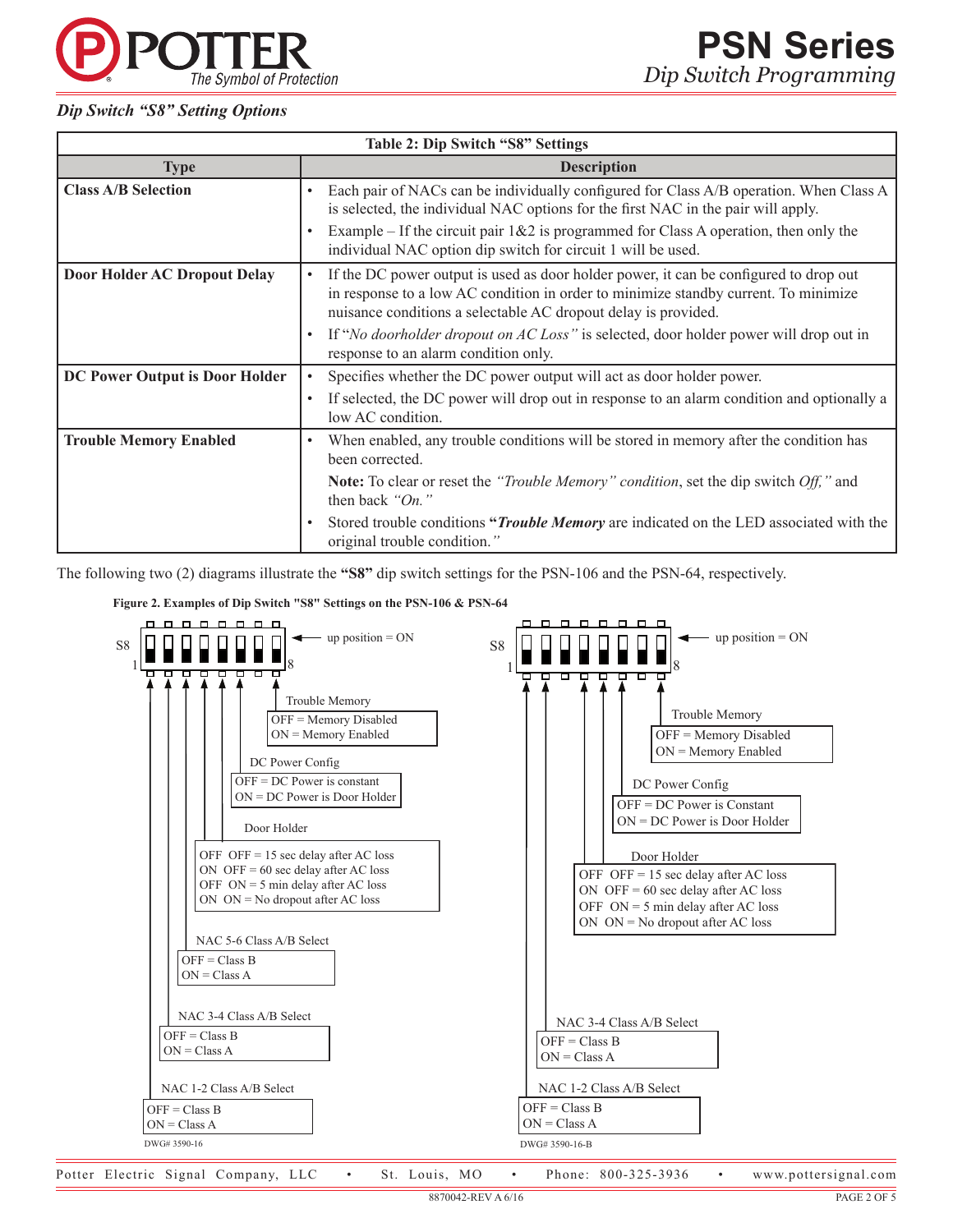### *Dip Switch "S8" Setting Options*

| Table 2: Dip Switch "S8" Settings | |
|---|---|
| **Type** | **Description** |
| **Class A/B Selection** | • Each pair of NACs can be individually configured for Class A/B operation. When Class A is selected, the individual NAC options for the first NAC in the pair will apply.<br>• Example – If the circuit pair 1&2 is programmed for Class A operation, then only the individual NAC option dip switch for circuit 1 will be used. |
| **Door Holder AC Dropout Delay** | • If the DC power output is used as door holder power, it can be configured to drop out in response to a low AC condition in order to minimize standby current. To minimize nuisance conditions a selectable AC dropout delay is provided.<br>• If "*No doorholder dropout on AC Loss"* is selected, door holder power will drop out in response to an alarm condition only. |
| **DC Power Output is Door Holder** | • Specifies whether the DC power output will act as door holder power.<br>• If selected, the DC power will drop out in response to an alarm condition and optionally a low AC condition. |
| **Trouble Memory Enabled** | • When enabled, any trouble conditions will be stored in memory after the condition has been corrected.<br>**Note:** To clear or reset the *"Trouble Memory" condition*, set the dip switch *Off,"* and then back *"On."*<br>• Stored trouble conditions **"*Trouble Memory*** are indicated on the LED associated with the original trouble condition.*"* |

The following two (2) diagrams illustrate the **"S8"** dip switch settings for the PSN-106 and the PSN-64, respectively.

**Figure 2. Examples of Dip Switch "S8" Settings on the PSN-106 & PSN-64**

S8 (PSN-106) — switches 1–8, up position = ON
- Switch 1: NAC 1-2 Class A/B Select — OFF = Class B, ON = Class A
- Switch 2: NAC 3-4 Class A/B Select — OFF = Class B, ON = Class A
- Switch 3: NAC 5-6 Class A/B Select — OFF = Class B, ON = Class A
- Switches 4, 5: Door Holder — OFF OFF = 15 sec delay after AC loss; ON OFF = 60 sec delay after AC loss; OFF ON = 5 min delay after AC loss; ON ON = No dropout after AC loss
- Switch 6: DC Power Config — OFF = DC Power is constant; ON = DC Power is Door Holder
- Switch 8: Trouble Memory — OFF = Memory Disabled; ON = Memory Enabled

DWG# 3590-16

S8 (PSN-64) — switches 1–8, up position = ON
- Switch 1: NAC 1-2 Class A/B Select — OFF = Class B, ON = Class A
- Switch 2: NAC 3-4 Class A/B Select — OFF = Class B, ON = Class A
- Switches 4, 5: Door Holder — OFF OFF = 15 sec delay after AC loss; ON OFF = 60 sec delay after AC loss; OFF ON = 5 min delay after AC loss; ON ON = No dropout after AC loss
- Switch 6: DC Power Config — OFF = DC Power is Constant; ON = DC Power is Door Holder
- Switch 8: Trouble Memory — OFF = Memory Disabled; ON = Memory Enabled

DWG# 3590-16-B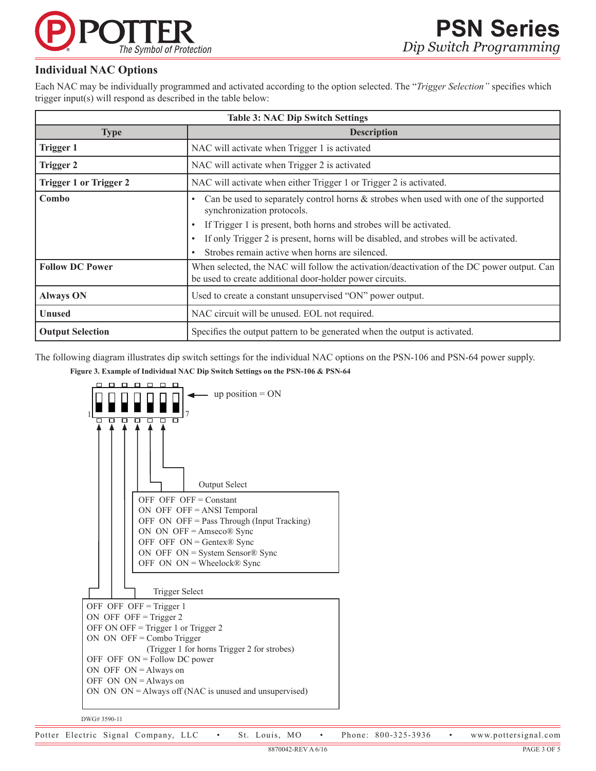## Individual NAC Options

Each NAC may be individually programmed and activated according to the option selected. The "*Trigger Selection"* specifies which trigger input(s) will respond as described in the table below:

**Table 3: NAC Dip Switch Settings**

| Type | Description |
|---|---|
| **Trigger 1** | NAC will activate when Trigger 1 is activated |
| **Trigger 2** | NAC will activate when Trigger 2 is activated |
| **Trigger 1 or Trigger 2** | NAC will activate when either Trigger 1 or Trigger 2 is activated. |
| **Combo** | • Can be used to separately control horns & strobes when used with one of the supported synchronization protocols.<br>• If Trigger 1 is present, both horns and strobes will be activated.<br>• If only Trigger 2 is present, horns will be disabled, and strobes will be activated.<br>• Strobes remain active when horns are silenced. |
| **Follow DC Power** | When selected, the NAC will follow the activation/deactivation of the DC power output. Can be used to create additional door-holder power circuits. |
| **Always ON** | Used to create a constant unsupervised "ON" power output. |
| **Unused** | NAC circuit will be unused. EOL not required. |
| **Output Selection** | Specifies the output pattern to be generated when the output is activated. |

The following diagram illustrates dip switch settings for the individual NAC options on the PSN-106 and PSN-64 power supply.

**Figure 3. Example of Individual NAC Dip Switch Settings on the PSN-106 & PSN-64**

1 7

up position = ON

Output Select

OFF OFF OFF = Constant
ON OFF OFF = ANSI Temporal
OFF ON OFF = Pass Through (Input Tracking)
ON ON OFF = Amseco® Sync
OFF OFF ON = Gentex® Sync
ON OFF ON = System Sensor® Sync
OFF ON ON = Wheelock® Sync

Trigger Select

OFF OFF OFF = Trigger 1
ON OFF OFF = Trigger 2
OFF ON OFF = Trigger 1 or Trigger 2
ON ON OFF = Combo Trigger
(Trigger 1 for horns Trigger 2 for strobes)
OFF OFF ON = Follow DC power
ON OFF ON = Always on
OFF ON ON = Always on
ON ON ON = Always off (NAC is unused and unsupervised)

DWG# 3590-11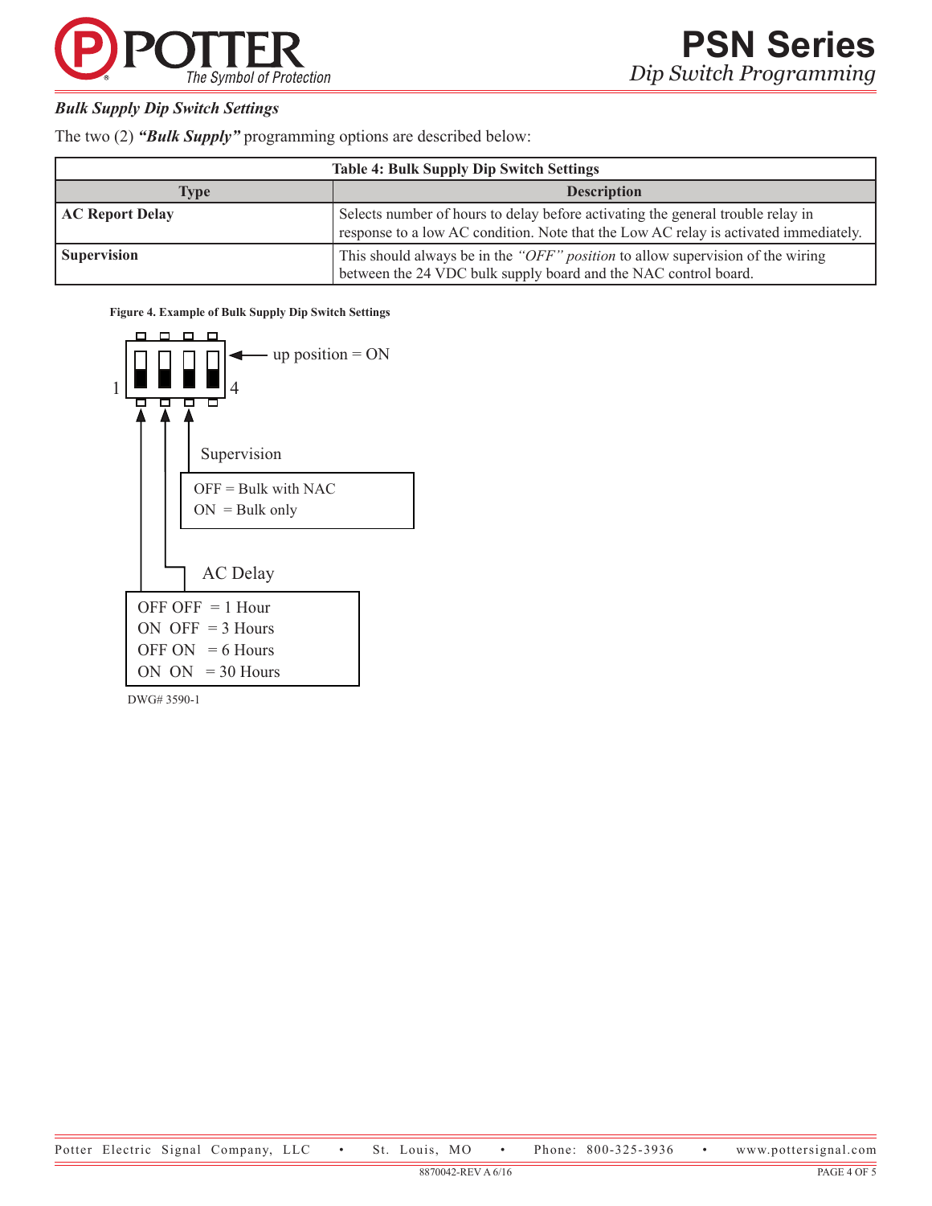### *Bulk Supply Dip Switch Settings*

The two (2) ***"Bulk Supply"*** programming options are described below:

| Table 4: Bulk Supply Dip Switch Settings | |
|---|---|
| **Type** | **Description** |
| **AC Report Delay** | Selects number of hours to delay before activating the general trouble relay in response to a low AC condition. Note that the Low AC relay is activated immediately. |
| **Supervision** | This should always be in the *"OFF" position* to allow supervision of the wiring between the 24 VDC bulk supply board and the NAC control board. |

**Figure 4. Example of Bulk Supply Dip Switch Settings**

up position = ON

1 4

Supervision

OFF = Bulk with NAC
ON = Bulk only

AC Delay

OFF OFF = 1 Hour
ON OFF = 3 Hours
OFF ON = 6 Hours
ON ON = 30 Hours

DWG# 3590-1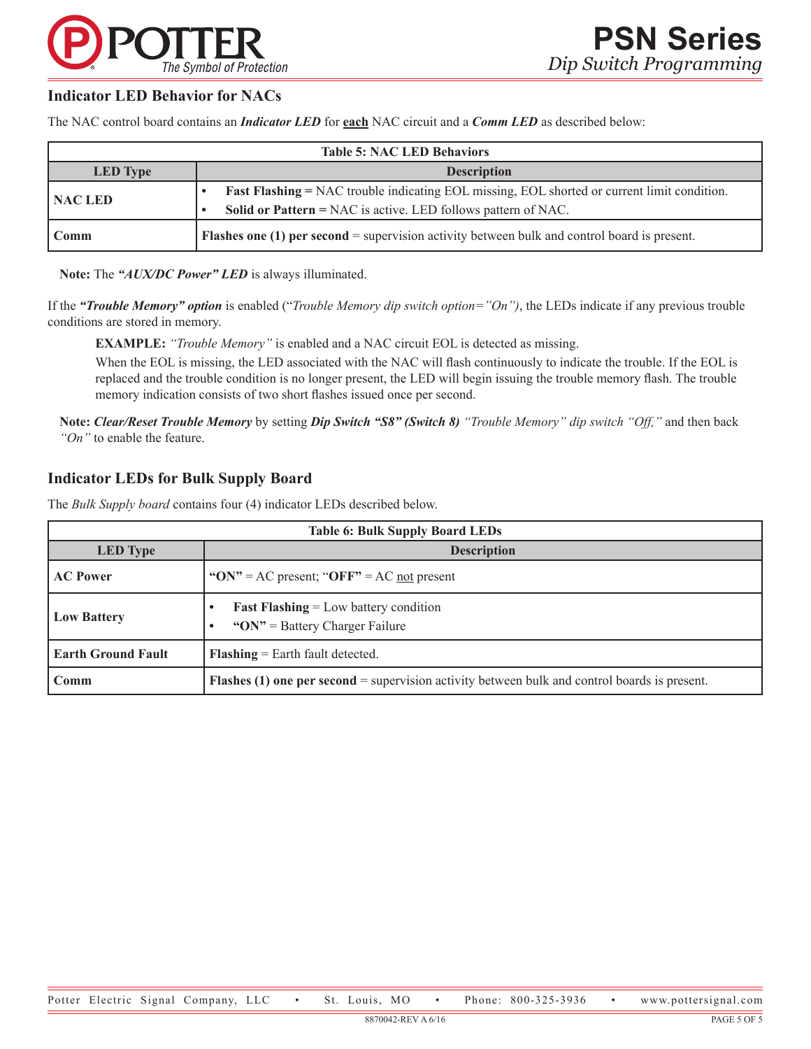## Indicator LED Behavior for NACs

The NAC control board contains an ***Indicator LED*** for **each** NAC circuit and a ***Comm LED*** as described below:

| Table 5: NAC LED Behaviors | |
|---|---|
| **LED Type** | **Description** |
| **NAC LED** | • **Fast Flashing =** NAC trouble indicating EOL missing, EOL shorted or current limit condition.<br>• **Solid or Pattern =** NAC is active. LED follows pattern of NAC. |
| **Comm** | **Flashes one (1) per second** = supervision activity between bulk and control board is present. |

**Note:** The ***"AUX/DC Power" LED*** is always illuminated.

If the ***"Trouble Memory" option*** is enabled ("*Trouble Memory dip switch option="On")*, the LEDs indicate if any previous trouble conditions are stored in memory.

> **EXAMPLE:** *"Trouble Memory"* is enabled and a NAC circuit EOL is detected as missing.
>
> When the EOL is missing, the LED associated with the NAC will flash continuously to indicate the trouble. If the EOL is replaced and the trouble condition is no longer present, the LED will begin issuing the trouble memory flash. The trouble memory indication consists of two short flashes issued once per second.

**Note:** ***Clear/Reset Trouble Memory*** by setting ***Dip Switch "S8" (Switch 8)*** *"Trouble Memory" dip switch "Off,"* and then back *"On"* to enable the feature.

## Indicator LEDs for Bulk Supply Board

The *Bulk Supply board* contains four (4) indicator LEDs described below.

| Table 6: Bulk Supply Board LEDs | |
|---|---|
| **LED Type** | **Description** |
| **AC Power** | **"ON"** = AC present; **"OFF"** = AC not present |
| **Low Battery** | • **Fast Flashing** = Low battery condition<br>• **"ON"** = Battery Charger Failure |
| **Earth Ground Fault** | **Flashing** = Earth fault detected. |
| **Comm** | **Flashes (1) one per second** = supervision activity between bulk and control boards is present. |